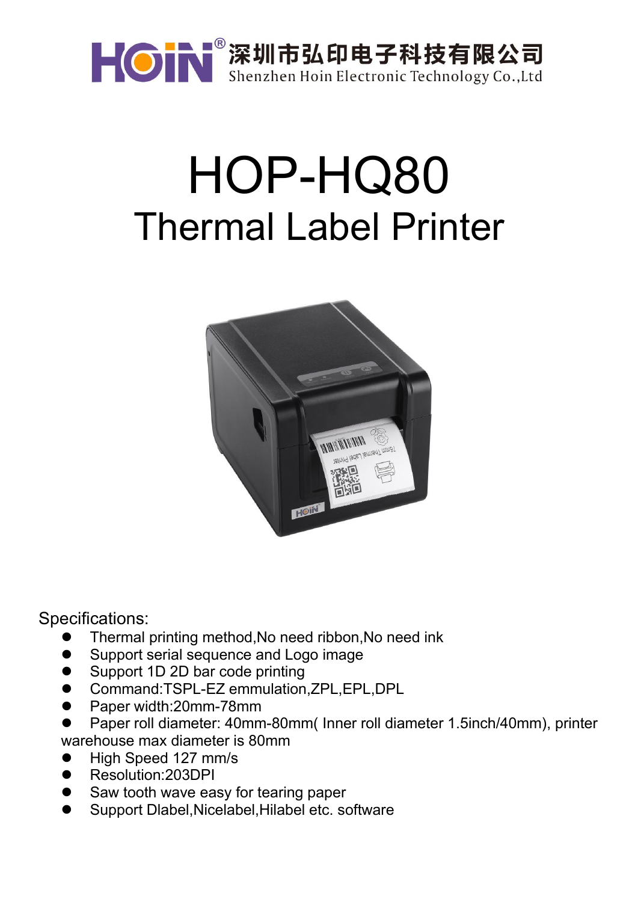深圳市弘印电子科技有限公司
Shenzhen Hoin Electronic Technology Co.,Ltd

# HOP-HQ80
## Thermal Label Printer

Specifications:

- Thermal printing method,No need ribbon,No need ink
- Support serial sequence and Logo image
- Support 1D 2D bar code printing
- Command:TSPL-EZ emmulation,ZPL,EPL,DPL
- Paper width:20mm-78mm
- Paper roll diameter: 40mm-80mm( Inner roll diameter 1.5inch/40mm), printer warehouse max diameter is 80mm
- High Speed 127 mm/s
- Resolution:203DPI
- Saw tooth wave easy for tearing paper
- Support Dlabel,Nicelabel,Hilabel etc. software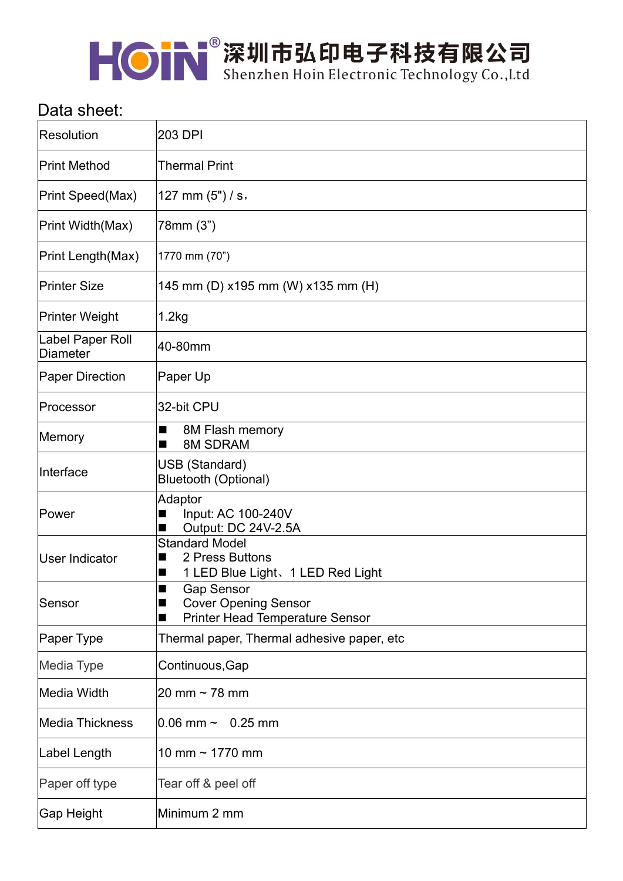# 深圳市弘印电子科技有限公司

Shenzhen Hoin Electronic Technology Co.,Ltd

## Data sheet:

| | |
|---|---|
| Resolution | 203 DPI |
| Print Method | Thermal Print |
| Print Speed(Max) | 127 mm (5") / s, |
| Print Width(Max) | 78mm (3”) |
| Print Length(Max) | 1770 mm (70”) |
| Printer Size | 145 mm (D) x195 mm (W) x135 mm (H) |
| Printer Weight | 1.2kg |
| Label Paper Roll Diameter | 40-80mm |
| Paper Direction | Paper Up |
| Processor | 32-bit CPU |
| Memory | ■ 8M Flash memory<br>■ 8M SDRAM |
| Interface | USB (Standard)<br>Bluetooth (Optional) |
| Power | Adaptor<br>■ Input: AC 100-240V<br>■ Output: DC 24V-2.5A |
| User Indicator | Standard Model<br>■ 2 Press Buttons<br>■ 1 LED Blue Light、1 LED Red Light |
| Sensor | ■ Gap Sensor<br>■ Cover Opening Sensor<br>■ Printer Head Temperature Sensor |
| Paper Type | Thermal paper, Thermal adhesive paper, etc |
| Media Type | Continuous,Gap |
| Media Width | 20 mm ~ 78 mm |
| Media Thickness | 0.06 mm ~ 0.25 mm |
| Label Length | 10 mm ~ 1770 mm |
| Paper off type | Tear off & peel off |
| Gap Height | Minimum 2 mm |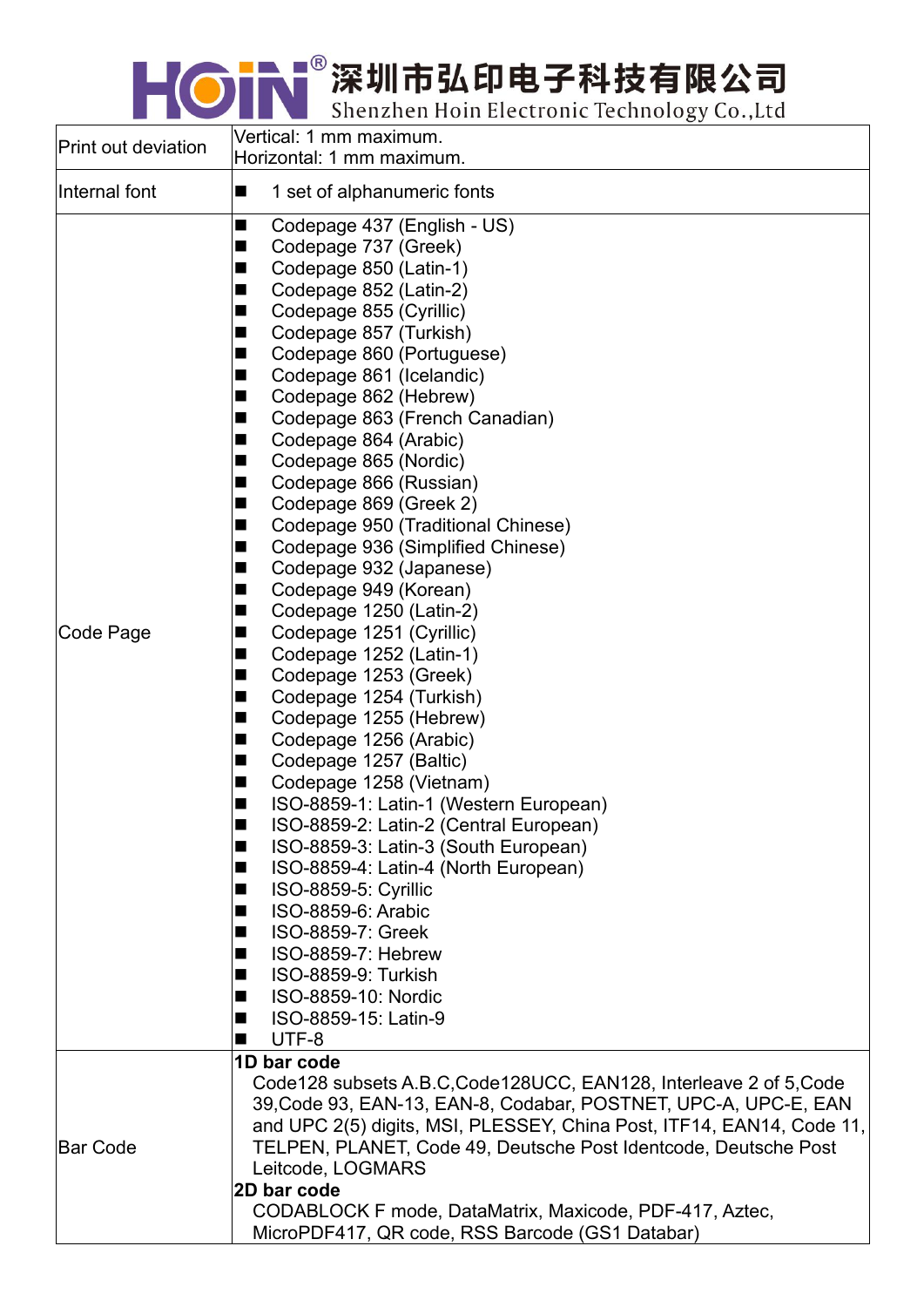| Print out deviation | Vertical: 1 mm maximum.<br>Horizontal: 1 mm maximum. |
|---|---|
| Internal font | ■ 1 set of alphanumeric fonts |
| Code Page | ■ Codepage 437 (English - US)<br>■ Codepage 737 (Greek)<br>■ Codepage 850 (Latin-1)<br>■ Codepage 852 (Latin-2)<br>■ Codepage 855 (Cyrillic)<br>■ Codepage 857 (Turkish)<br>■ Codepage 860 (Portuguese)<br>■ Codepage 861 (Icelandic)<br>■ Codepage 862 (Hebrew)<br>■ Codepage 863 (French Canadian)<br>■ Codepage 864 (Arabic)<br>■ Codepage 865 (Nordic)<br>■ Codepage 866 (Russian)<br>■ Codepage 869 (Greek 2)<br>■ Codepage 950 (Traditional Chinese)<br>■ Codepage 936 (Simplified Chinese)<br>■ Codepage 932 (Japanese)<br>■ Codepage 949 (Korean)<br>■ Codepage 1250 (Latin-2)<br>■ Codepage 1251 (Cyrillic)<br>■ Codepage 1252 (Latin-1)<br>■ Codepage 1253 (Greek)<br>■ Codepage 1254 (Turkish)<br>■ Codepage 1255 (Hebrew)<br>■ Codepage 1256 (Arabic)<br>■ Codepage 1257 (Baltic)<br>■ Codepage 1258 (Vietnam)<br>■ ISO-8859-1: Latin-1 (Western European)<br>■ ISO-8859-2: Latin-2 (Central European)<br>■ ISO-8859-3: Latin-3 (South European)<br>■ ISO-8859-4: Latin-4 (North European)<br>■ ISO-8859-5: Cyrillic<br>■ ISO-8859-6: Arabic<br>■ ISO-8859-7: Greek<br>■ ISO-8859-7: Hebrew<br>■ ISO-8859-9: Turkish<br>■ ISO-8859-10: Nordic<br>■ ISO-8859-15: Latin-9<br>■ UTF-8 |
| Bar Code | **1D bar code**<br>Code128 subsets A.B.C,Code128UCC, EAN128, Interleave 2 of 5,Code 39,Code 93, EAN-13, EAN-8, Codabar, POSTNET, UPC-A, UPC-E, EAN and UPC 2(5) digits, MSI, PLESSEY, China Post, ITF14, EAN14, Code 11, TELPEN, PLANET, Code 49, Deutsche Post Identcode, Deutsche Post Leitcode, LOGMARS<br>**2D bar code**<br>CODABLOCK F mode, DataMatrix, Maxicode, PDF-417, Aztec, MicroPDF417, QR code, RSS Barcode (GS1 Databar) |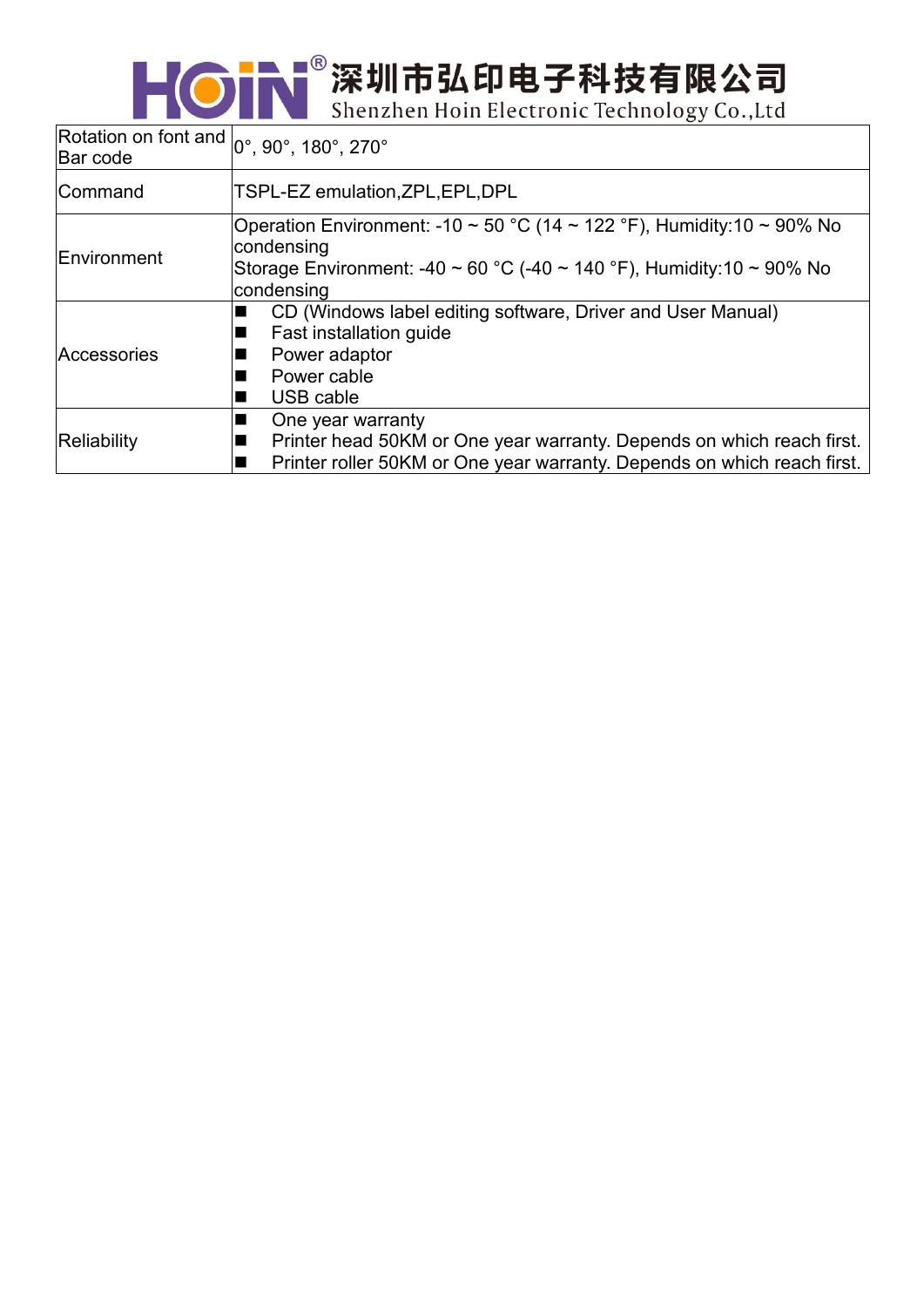| | |
|---|---|
| Rotation on font and Bar code | 0°, 90°, 180°, 270° |
| Command | TSPL-EZ emulation,ZPL,EPL,DPL |
| Environment | Operation Environment: -10 ~ 50 °C (14 ~ 122 °F), Humidity:10 ~ 90% No condensing<br>Storage Environment: -40 ~ 60 °C (-40 ~ 140 °F), Humidity:10 ~ 90% No condensing |
| Accessories | ■ CD (Windows label editing software, Driver and User Manual)<br>■ Fast installation guide<br>■ Power adaptor<br>■ Power cable<br>■ USB cable |
| Reliability | ■ One year warranty<br>■ Printer head 50KM or One year warranty. Depends on which reach first.<br>■ Printer roller 50KM or One year warranty. Depends on which reach first. |